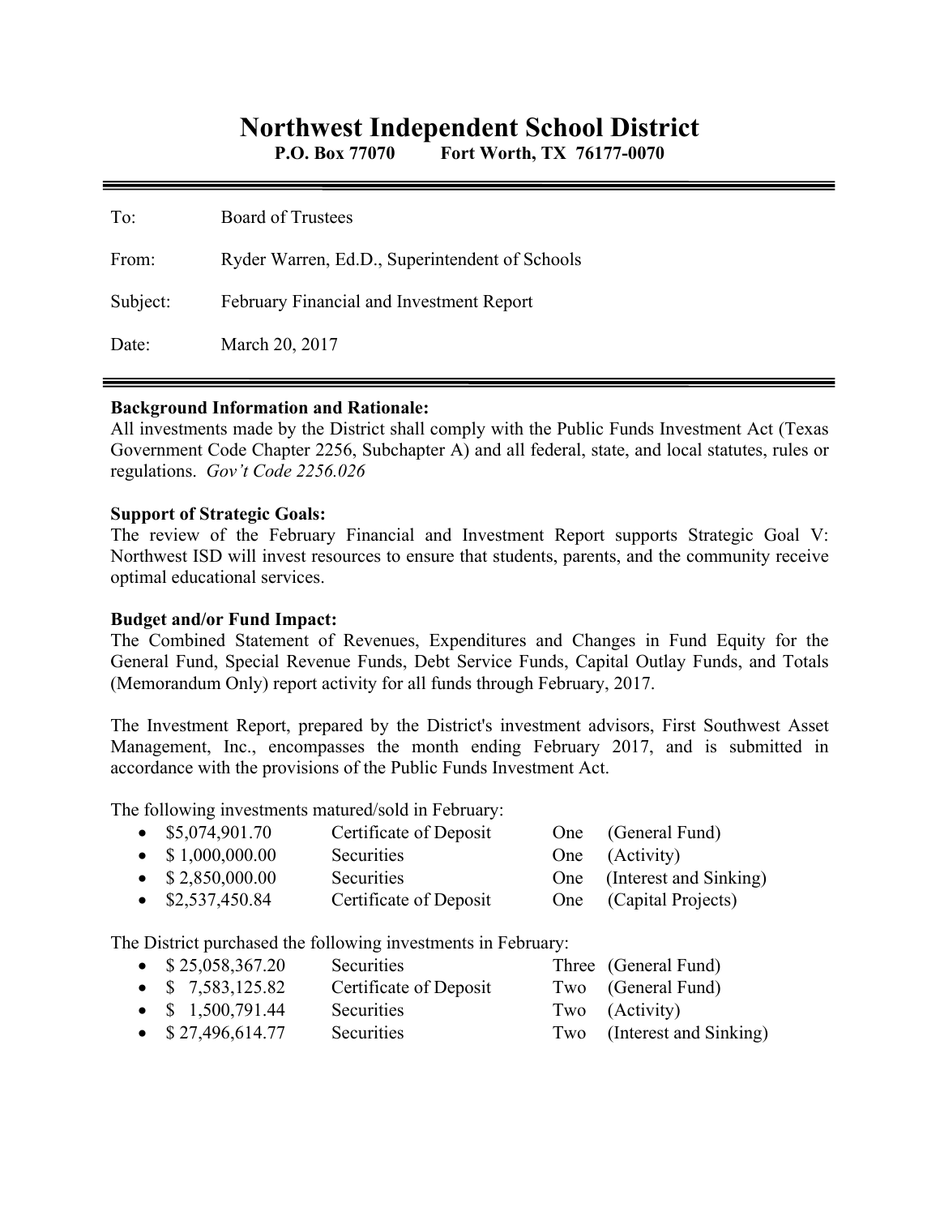# Northwest Independent School District

**P.O. Box 77070 Fort Worth, TX 76177-0070**

---

To: Board of Trustees

From: Ryder Warren, Ed.D., Superintendent of Schools

Subject: February Financial and Investment Report

Date: March 20, 2017

---

**Background Information and Rationale:**
All investments made by the District shall comply with the Public Funds Investment Act (Texas Government Code Chapter 2256, Subchapter A) and all federal, state, and local statutes, rules or regulations. *Gov't Code 2256.026*

**Support of Strategic Goals:**
The review of the February Financial and Investment Report supports Strategic Goal V: Northwest ISD will invest resources to ensure that students, parents, and the community receive optimal educational services.

**Budget and/or Fund Impact:**
The Combined Statement of Revenues, Expenditures and Changes in Fund Equity for the General Fund, Special Revenue Funds, Debt Service Funds, Capital Outlay Funds, and Totals (Memorandum Only) report activity for all funds through February, 2017.

The Investment Report, prepared by the District's investment advisors, First Southwest Asset Management, Inc., encompasses the month ending February 2017, and is submitted in accordance with the provisions of the Public Funds Investment Act.

The following investments matured/sold in February:

- $5,074,901.70 Certificate of Deposit One (General Fund)
- $ 1,000,000.00 Securities One (Activity)
- $ 2,850,000.00 Securities One (Interest and Sinking)
- $2,537,450.84 Certificate of Deposit One (Capital Projects)

The District purchased the following investments in February:

- $ 25,058,367.20 Securities Three (General Fund)
- $ 7,583,125.82 Certificate of Deposit Two (General Fund)
- $ 1,500,791.44 Securities Two (Activity)
- $ 27,496,614.77 Securities Two (Interest and Sinking)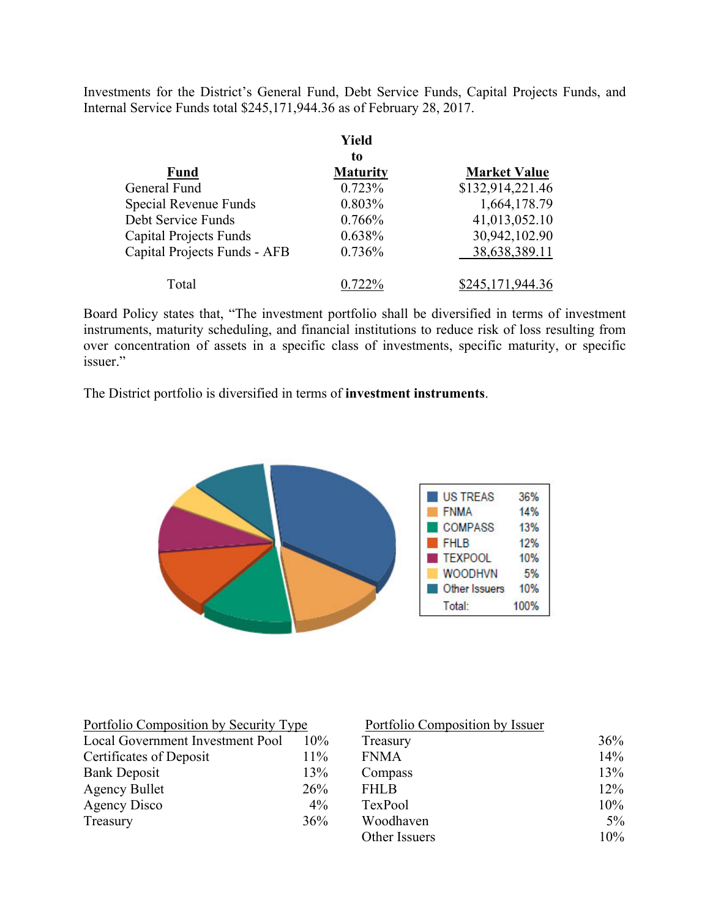Investments for the District's General Fund, Debt Service Funds, Capital Projects Funds, and Internal Service Funds total $245,171,944.36 as of February 28, 2017.

| Fund | Yield to Maturity | Market Value |
|---|---|---|
| General Fund | 0.723% | $132,914,221.46 |
| Special Revenue Funds | 0.803% | 1,664,178.79 |
| Debt Service Funds | 0.766% | 41,013,052.10 |
| Capital Projects Funds | 0.638% | 30,942,102.90 |
| Capital Projects Funds - AFB | 0.736% | 38,638,389.11 |
| Total | 0.722% | $245,171,944.36 |

Board Policy states that, "The investment portfolio shall be diversified in terms of investment instruments, maturity scheduling, and financial institutions to reduce risk of loss resulting from over concentration of assets in a specific class of investments, specific maturity, or specific issuer."

The District portfolio is diversified in terms of **investment instruments**.

| | |
|---|---|
| US TREAS | 36% |
| FNMA | 14% |
| COMPASS | 13% |
| FHLB | 12% |
| TEXPOOL | 10% |
| WOODHVN | 5% |
| Other Issuers | 10% |
| Total: | 100% |

| Portfolio Composition by Security Type | |
|---|---|
| Local Government Investment Pool | 10% |
| Certificates of Deposit | 11% |
| Bank Deposit | 13% |
| Agency Bullet | 26% |
| Agency Disco | 4% |
| Treasury | 36% |

| Portfolio Composition by Issuer | |
|---|---|
| Treasury | 36% |
| FNMA | 14% |
| Compass | 13% |
| FHLB | 12% |
| TexPool | 10% |
| Woodhaven | 5% |
| Other Issuers | 10% |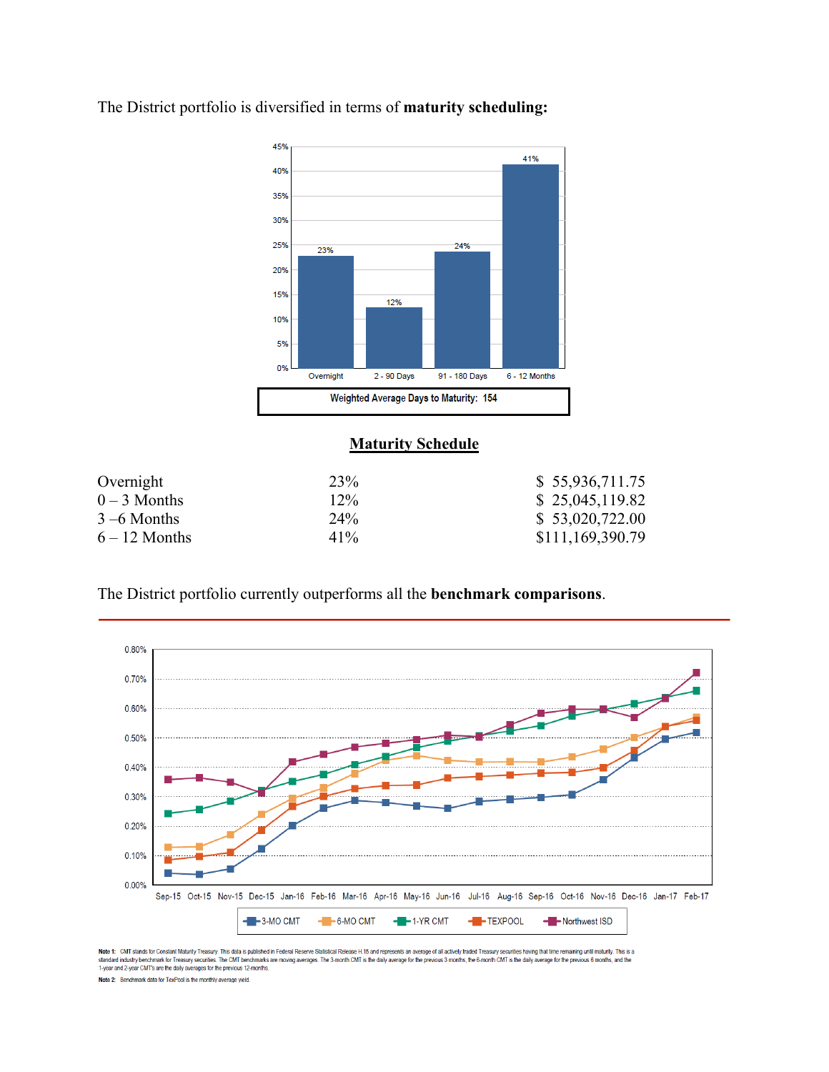The District portfolio is diversified in terms of **maturity scheduling:**

Weighted Average Days to Maturity: 154

## Maturity Schedule

| | | |
|---|---|---|
| Overnight | 23% | $ 55,936,711.75 |
| 0 – 3 Months | 12% | $ 25,045,119.82 |
| 3 –6 Months | 24% | $ 53,020,722.00 |
| 6 – 12 Months | 41% | $111,169,390.79 |

The District portfolio currently outperforms all the **benchmark comparisons**.

**Note 1:** CMT stands for Constant Maturity Treasury. This data is published in Federal Reserve Statistical Release H.15 and represents an average of all actively traded Treasury securities having that time remaining until maturity. This is a standard industry benchmark for Treasury securities. The CMT benchmarks are moving averages. The 3-month CMT is the daily average for the previous 3 months, the 6-month CMT is the daily average for the previous 6 months, and the 1-year and 2-year CMT's are the daily averages for the previous 12-months.

**Note 2:** Benchmark data for TexPool is the monthly average yield.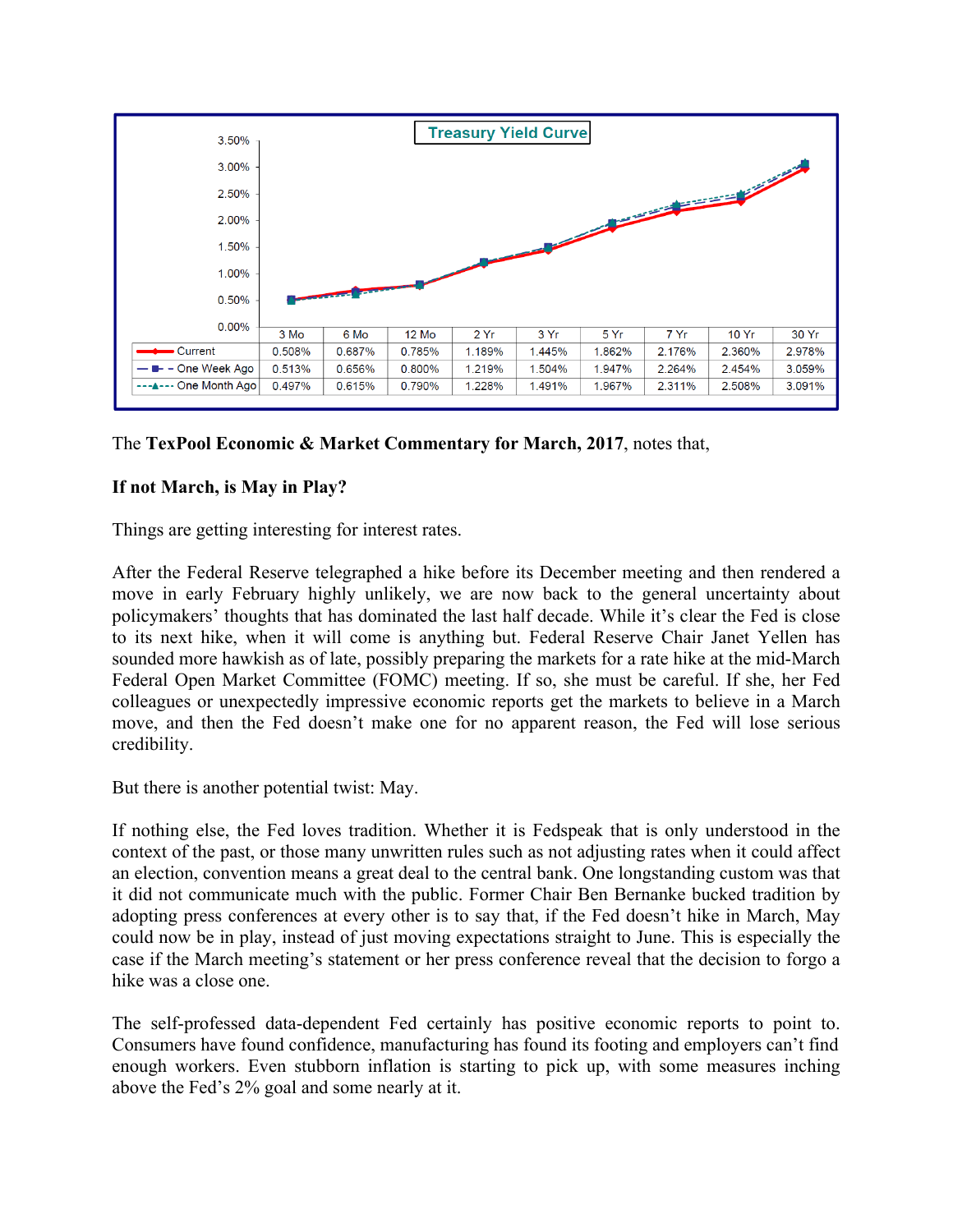**Treasury Yield Curve**

| | 3 Mo | 6 Mo | 12 Mo | 2 Yr | 3 Yr | 5 Yr | 7 Yr | 10 Yr | 30 Yr |
|---|---|---|---|---|---|---|---|---|---|
| Current | 0.508% | 0.687% | 0.785% | 1.189% | 1.445% | 1.862% | 2.176% | 2.360% | 2.978% |
| One Week Ago | 0.513% | 0.656% | 0.800% | 1.219% | 1.504% | 1.947% | 2.264% | 2.454% | 3.059% |
| One Month Ago | 0.497% | 0.615% | 0.790% | 1.228% | 1.491% | 1.967% | 2.311% | 2.508% | 3.091% |

The **TexPool Economic & Market Commentary for March, 2017**, notes that,

**If not March, is May in Play?**

Things are getting interesting for interest rates.

After the Federal Reserve telegraphed a hike before its December meeting and then rendered a move in early February highly unlikely, we are now back to the general uncertainty about policymakers' thoughts that has dominated the last half decade. While it's clear the Fed is close to its next hike, when it will come is anything but. Federal Reserve Chair Janet Yellen has sounded more hawkish as of late, possibly preparing the markets for a rate hike at the mid-March Federal Open Market Committee (FOMC) meeting. If so, she must be careful. If she, her Fed colleagues or unexpectedly impressive economic reports get the markets to believe in a March move, and then the Fed doesn't make one for no apparent reason, the Fed will lose serious credibility.

But there is another potential twist: May.

If nothing else, the Fed loves tradition. Whether it is Fedspeak that is only understood in the context of the past, or those many unwritten rules such as not adjusting rates when it could affect an election, convention means a great deal to the central bank. One longstanding custom was that it did not communicate much with the public. Former Chair Ben Bernanke bucked tradition by adopting press conferences at every other is to say that, if the Fed doesn't hike in March, May could now be in play, instead of just moving expectations straight to June. This is especially the case if the March meeting's statement or her press conference reveal that the decision to forgo a hike was a close one.

The self-professed data-dependent Fed certainly has positive economic reports to point to. Consumers have found confidence, manufacturing has found its footing and employers can't find enough workers. Even stubborn inflation is starting to pick up, with some measures inching above the Fed's 2% goal and some nearly at it.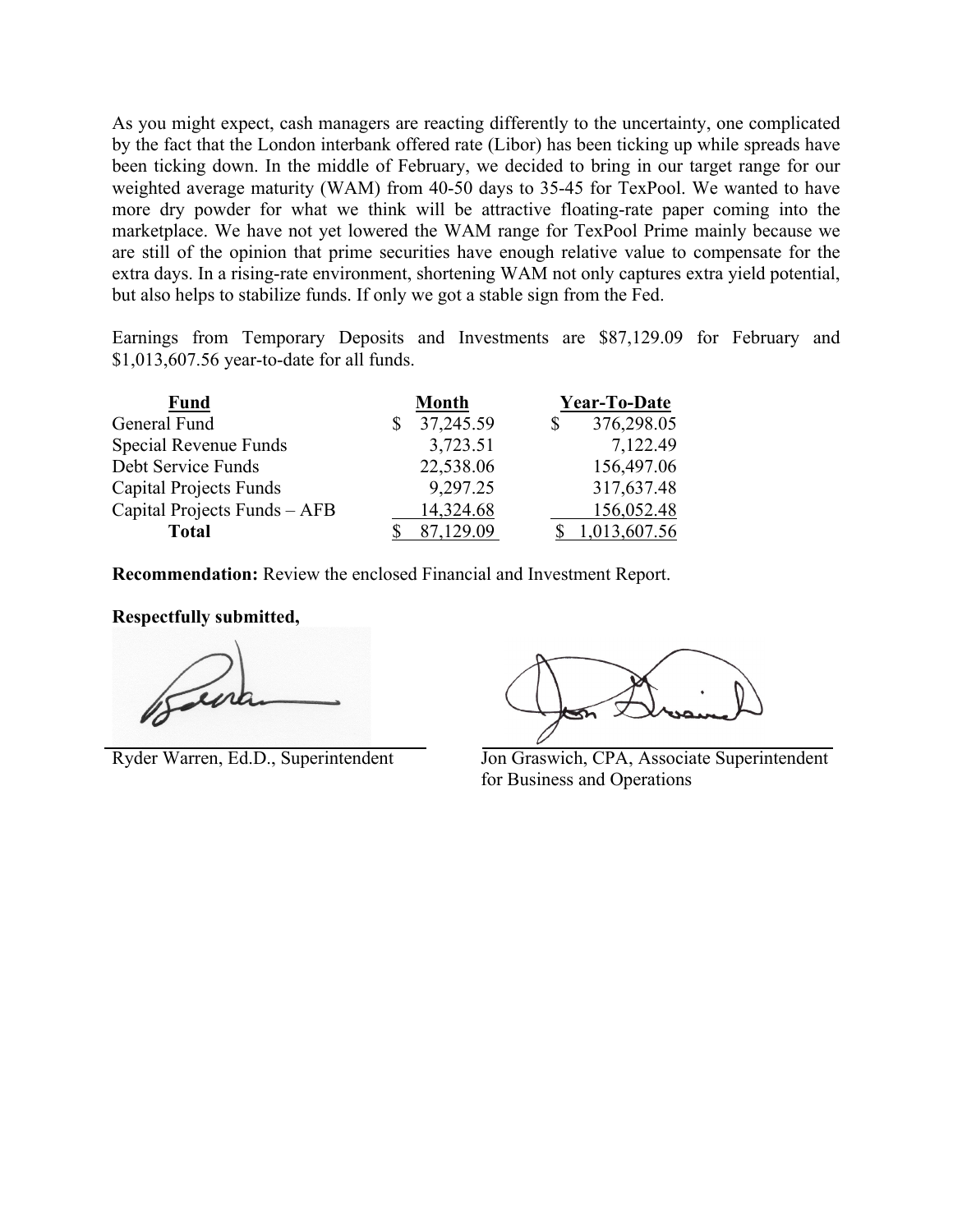As you might expect, cash managers are reacting differently to the uncertainty, one complicated by the fact that the London interbank offered rate (Libor) has been ticking up while spreads have been ticking down. In the middle of February, we decided to bring in our target range for our weighted average maturity (WAM) from 40-50 days to 35-45 for TexPool. We wanted to have more dry powder for what we think will be attractive floating-rate paper coming into the marketplace. We have not yet lowered the WAM range for TexPool Prime mainly because we are still of the opinion that prime securities have enough relative value to compensate for the extra days. In a rising-rate environment, shortening WAM not only captures extra yield potential, but also helps to stabilize funds. If only we got a stable sign from the Fed.

Earnings from Temporary Deposits and Investments are $87,129.09 for February and $1,013,607.56 year-to-date for all funds.

| Fund | Month | Year-To-Date |
|---|---|---|
| General Fund | $ 37,245.59 | $ 376,298.05 |
| Special Revenue Funds | 3,723.51 | 7,122.49 |
| Debt Service Funds | 22,538.06 | 156,497.06 |
| Capital Projects Funds | 9,297.25 | 317,637.48 |
| Capital Projects Funds – AFB | 14,324.68 | 156,052.48 |
| **Total** | $ 87,129.09 | $ 1,013,607.56 |

**Recommendation:** Review the enclosed Financial and Investment Report.

**Respectfully submitted,**

Ryder Warren, Ed.D., Superintendent

Jon Graswich, CPA, Associate Superintendent for Business and Operations